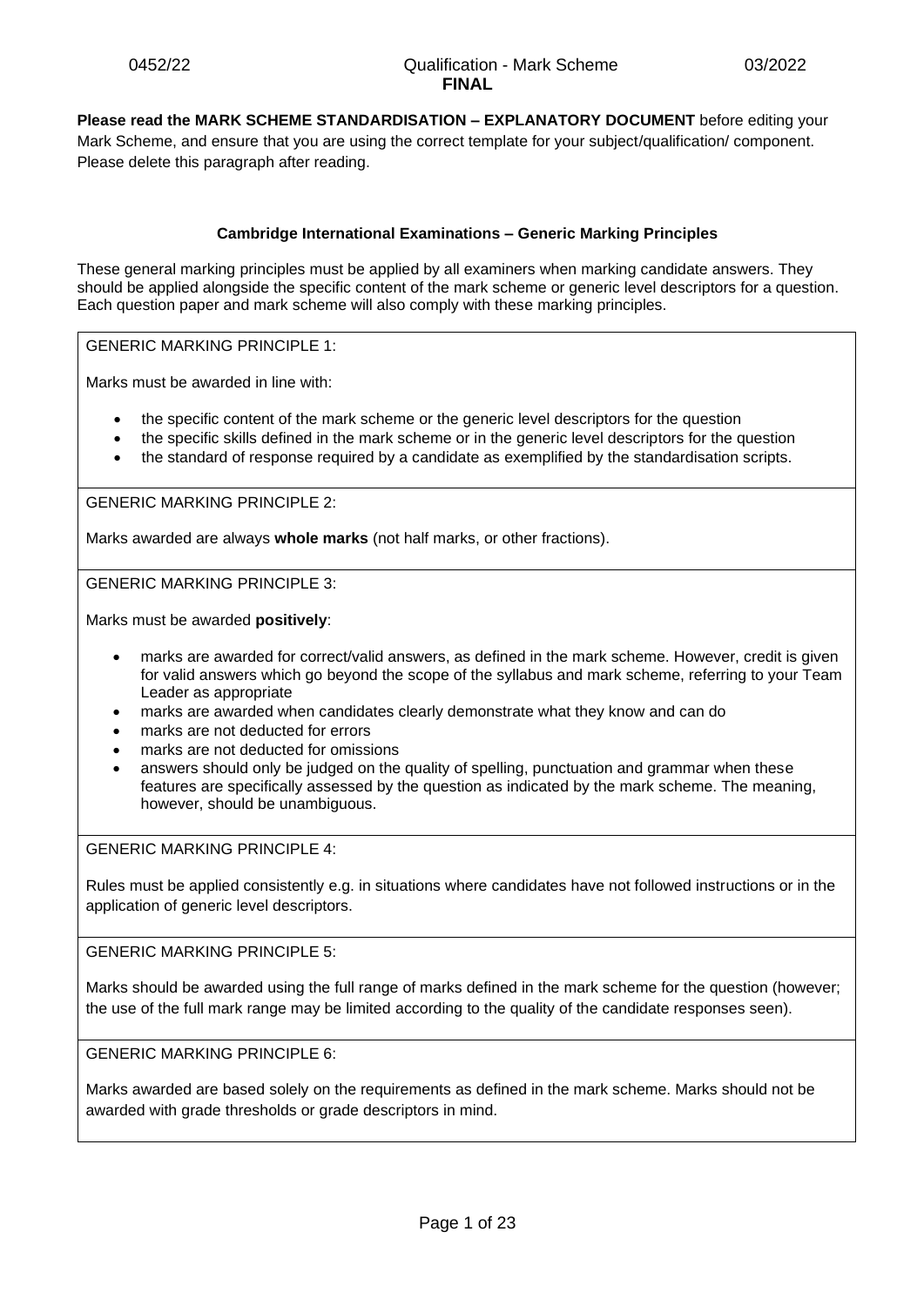**Please read the MARK SCHEME STANDARDISATION – EXPLANATORY DOCUMENT** before editing your Mark Scheme, and ensure that you are using the correct template for your subject/qualification/ component. Please delete this paragraph after reading.

### Cambridge International Examinations – Generic Marking Principles

These general marking principles must be applied by all examiners when marking candidate answers. They should be applied alongside the specific content of the mark scheme or generic level descriptors for a question. Each question paper and mark scheme will also comply with these marking principles.

GENERIC MARKING PRINCIPLE 1:

Marks must be awarded in line with:

- the specific content of the mark scheme or the generic level descriptors for the question
- the specific skills defined in the mark scheme or in the generic level descriptors for the question
- the standard of response required by a candidate as exemplified by the standardisation scripts.

GENERIC MARKING PRINCIPLE 2:

Marks awarded are always **whole marks** (not half marks, or other fractions).

GENERIC MARKING PRINCIPLE 3:

Marks must be awarded **positively**:

- marks are awarded for correct/valid answers, as defined in the mark scheme. However, credit is given for valid answers which go beyond the scope of the syllabus and mark scheme, referring to your Team Leader as appropriate
- marks are awarded when candidates clearly demonstrate what they know and can do
- marks are not deducted for errors
- marks are not deducted for omissions
- answers should only be judged on the quality of spelling, punctuation and grammar when these features are specifically assessed by the question as indicated by the mark scheme. The meaning, however, should be unambiguous.

GENERIC MARKING PRINCIPLE 4:

Rules must be applied consistently e.g. in situations where candidates have not followed instructions or in the application of generic level descriptors.

GENERIC MARKING PRINCIPLE 5:

Marks should be awarded using the full range of marks defined in the mark scheme for the question (however; the use of the full mark range may be limited according to the quality of the candidate responses seen).

GENERIC MARKING PRINCIPLE 6:

Marks awarded are based solely on the requirements as defined in the mark scheme. Marks should not be awarded with grade thresholds or grade descriptors in mind.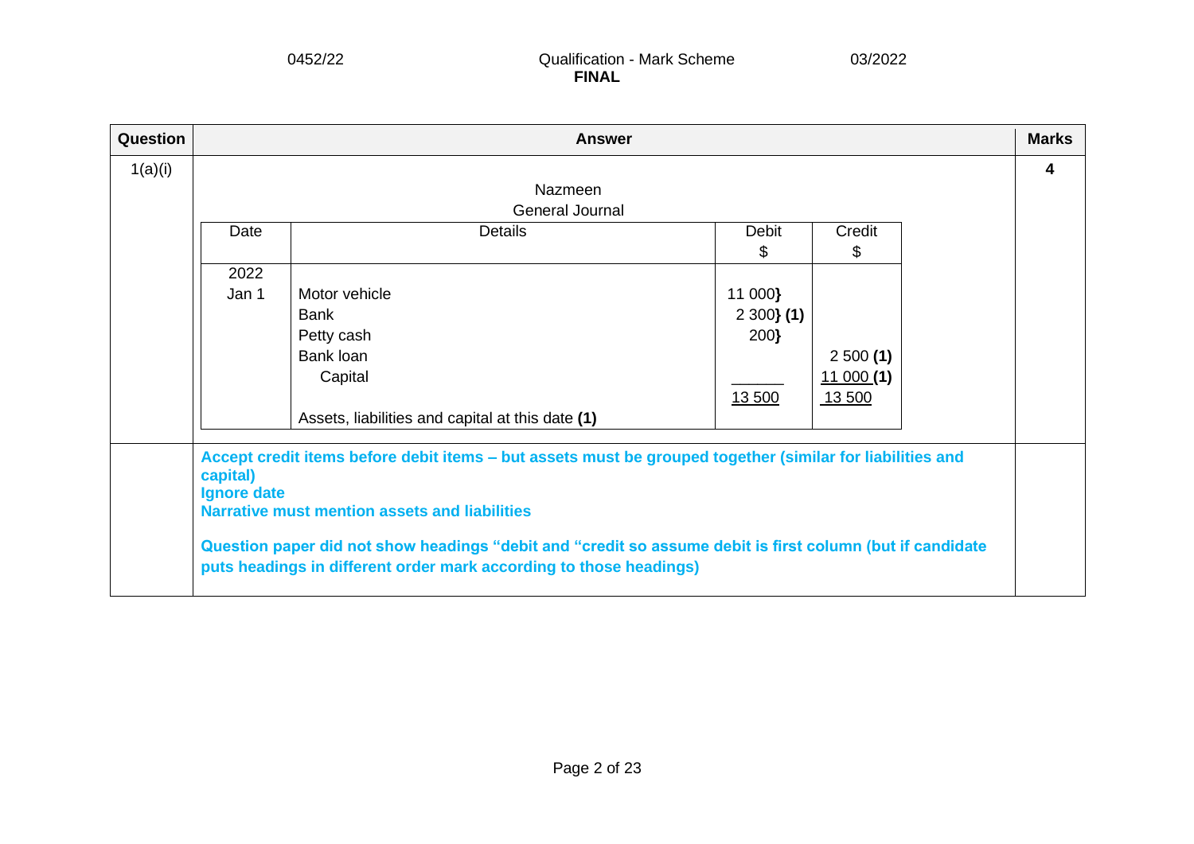| Question | Answer | Marks |
|---|---|---|
| 1(a)(i) | Nazmeen<br>General Journal | 4 |

| Date | Details | Debit<br>$ | Credit<br>$ |
|---|---|---|---|
| 2022 | | | |
| Jan 1 | Motor vehicle | 11 000} | |
| | Bank | 2 300} **(1)** | |
| | Petty cash | 200} | |
| | Bank loan | | 2 500 **(1)** |
| | Capital | | 11 000 **(1)** |
| | | 13 500 | 13 500 |
| | Assets, liabilities and capital at this date **(1)** | | |

**Accept credit items before debit items – but assets must be grouped together (similar for liabilities and capital)**
**Ignore date**
**Narrative must mention assets and liabilities**

**Question paper did not show headings "debit and "credit so assume debit is first column (but if candidate puts headings in different order mark according to those headings)**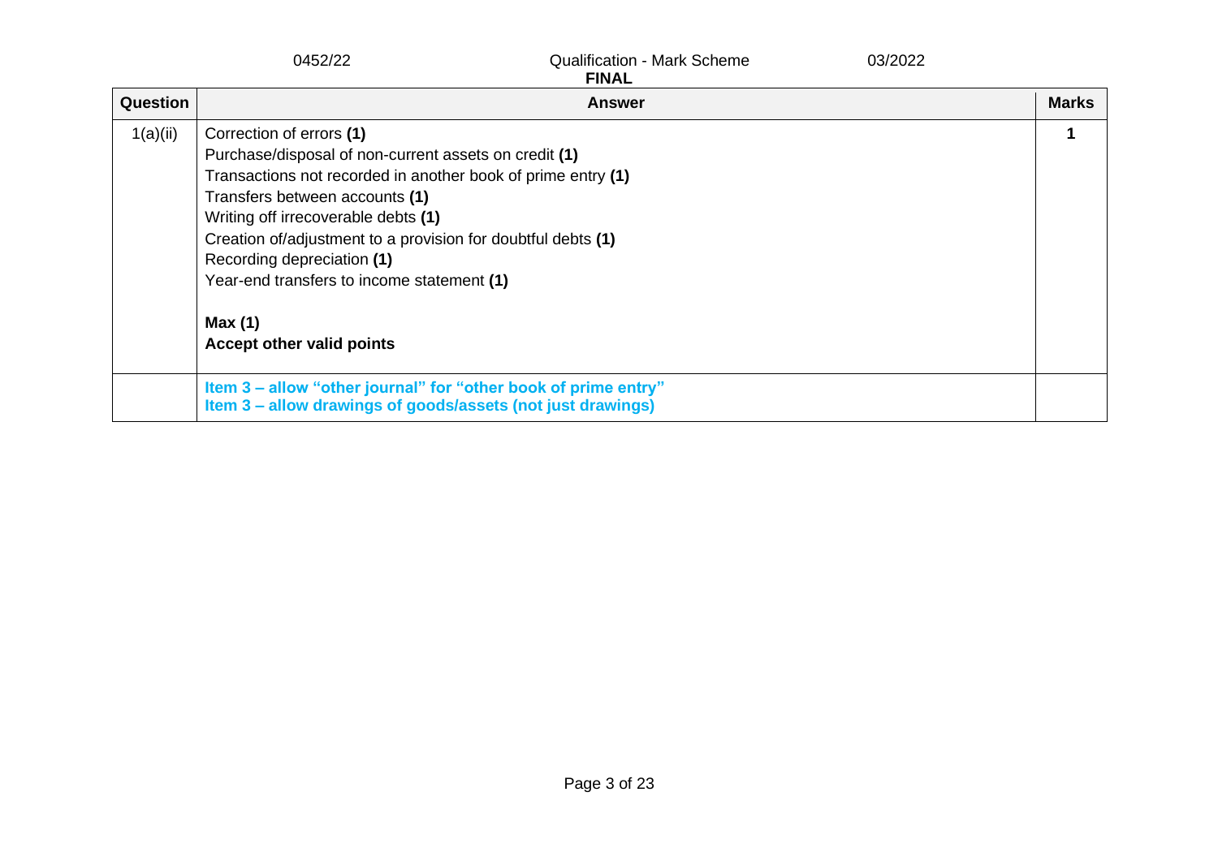| Question | Answer | Marks |
|---|---|---|
| 1(a)(ii) | Correction of errors **(1)**<br>Purchase/disposal of non-current assets on credit **(1)**<br>Transactions not recorded in another book of prime entry **(1)**<br>Transfers between accounts **(1)**<br>Writing off irrecoverable debts **(1)**<br>Creation of/adjustment to a provision for doubtful debts **(1)**<br>Recording depreciation **(1)**<br>Year-end transfers to income statement **(1)**<br><br>**Max (1)**<br>**Accept other valid points** | **1** |
| | **Item 3 – allow "other journal" for "other book of prime entry"**<br>**Item 3 – allow drawings of goods/assets (not just drawings)** | |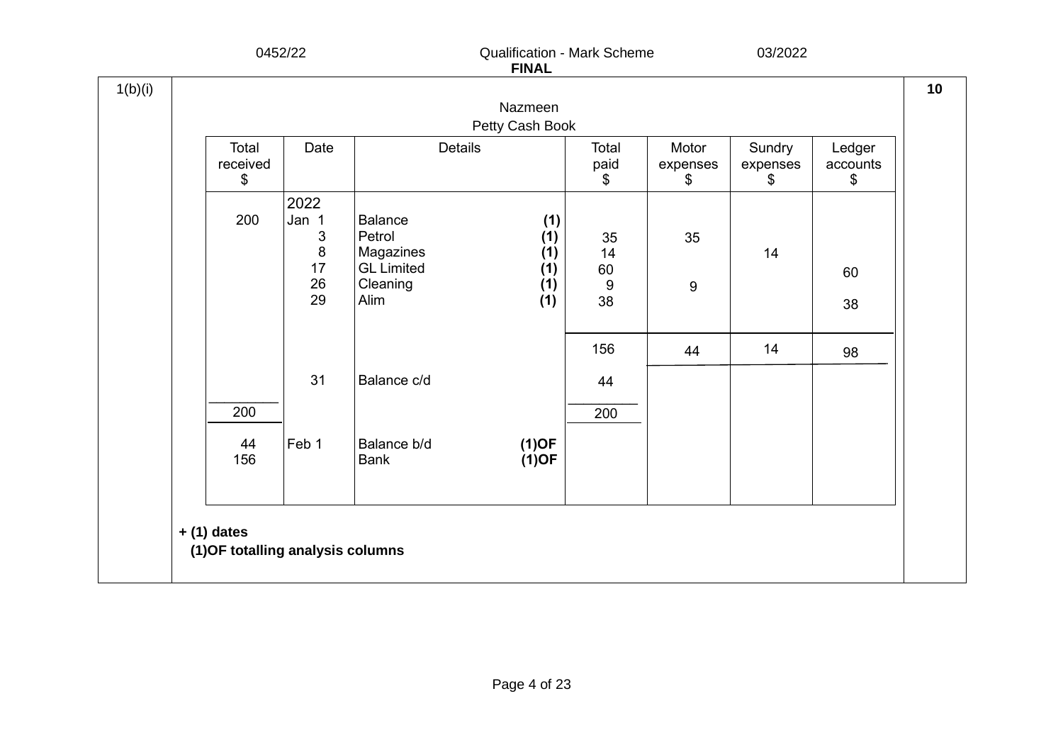1(b)(i) — **10**

Nazmeen
Petty Cash Book

| Total received $ | Date | Details | | Total paid $ | Motor expenses $ | Sundry expenses $ | Ledger accounts $ |
|---|---|---|---|---|---|---|---|
| | 2022 | | | | | | |
| 200 | Jan 1 | Balance | **(1)** | | | | |
| | 3 | Petrol | **(1)** | 35 | 35 | | |
| | 8 | Magazines | **(1)** | 14 | | 14 | |
| | 17 | GL Limited | **(1)** | 60 | | | 60 |
| | 26 | Cleaning | **(1)** | 9 | 9 | | |
| | 29 | Alim | **(1)** | 38 | | | 38 |
| | | | | 156 | 44 | 14 | 98 |
| | 31 | Balance c/d | | 44 | | | |
| 200 | | | | 200 | | | |
| 44 | Feb 1 | Balance b/d | **(1)OF** | | | | |
| 156 | | Bank | **(1)OF** | | | | |

**+ (1) dates**
**(1)OF totalling analysis columns**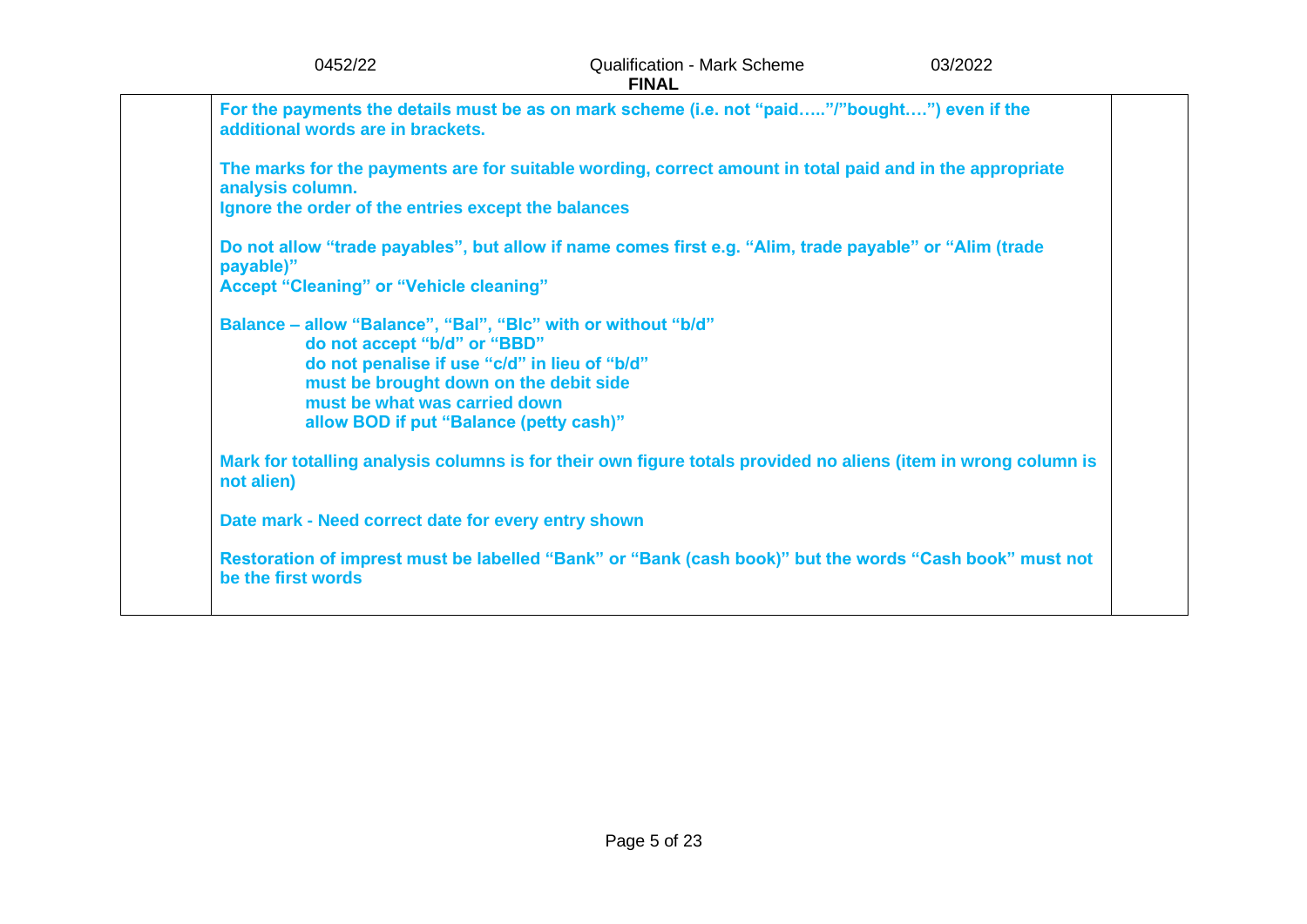**For the payments the details must be as on mark scheme (i.e. not "paid….."/"bought….") even if the additional words are in brackets.**

**The marks for the payments are for suitable wording, correct amount in total paid and in the appropriate analysis column.**
**Ignore the order of the entries except the balances**

**Do not allow "trade payables", but allow if name comes first e.g. "Alim, trade payable" or "Alim (trade payable)"**
**Accept "Cleaning" or "Vehicle cleaning"**

**Balance – allow "Balance", "Bal", "Blc" with or without "b/d"**
- **do not accept "b/d" or "BBD"**
- **do not penalise if use "c/d" in lieu of "b/d"**
- **must be brought down on the debit side**
- **must be what was carried down**
- **allow BOD if put "Balance (petty cash)"**

**Mark for totalling analysis columns is for their own figure totals provided no aliens (item in wrong column is not alien)**

**Date mark - Need correct date for every entry shown**

**Restoration of imprest must be labelled "Bank" or "Bank (cash book)" but the words "Cash book" must not be the first words**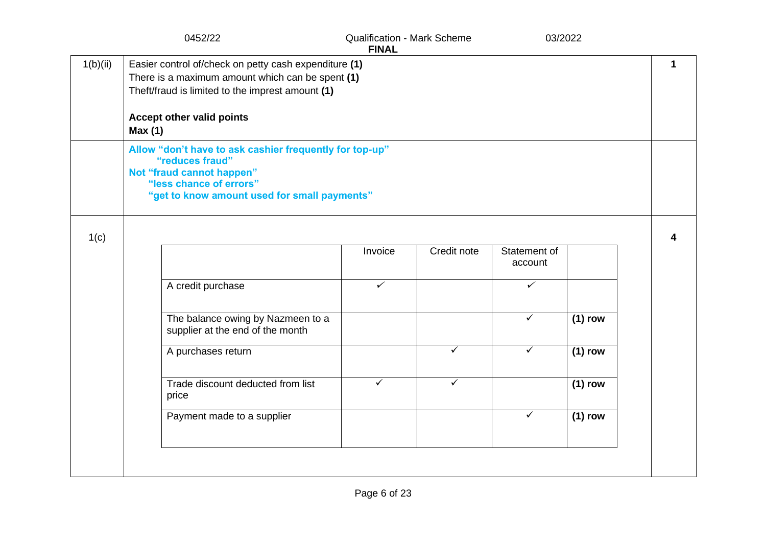| Question | Answer | Marks |
|---|---|---|
| 1(b)(ii) | Easier control of/check on petty cash expenditure **(1)**<br>There is a maximum amount which can be spent **(1)**<br>Theft/fraud is limited to the imprest amount **(1)**<br><br>**Accept other valid points**<br>**Max (1)** | **1** |
| | **Allow "don't have to ask cashier frequently for top-up"**<br>**"reduces fraud"**<br>**Not "fraud cannot happen"**<br>**"less chance of errors"**<br>**"get to know amount used for small payments"** | |
| 1(c) | (see table below) | **4** |

| | Invoice | Credit note | Statement of account | |
|---|---|---|---|---|
| A credit purchase | ✓ | | ✓ | |
| The balance owing by Nazmeen to a supplier at the end of the month | | | ✓ | **(1) row** |
| A purchases return | | ✓ | ✓ | **(1) row** |
| Trade discount deducted from list price | ✓ | ✓ | | **(1) row** |
| Payment made to a supplier | | | ✓ | **(1) row** |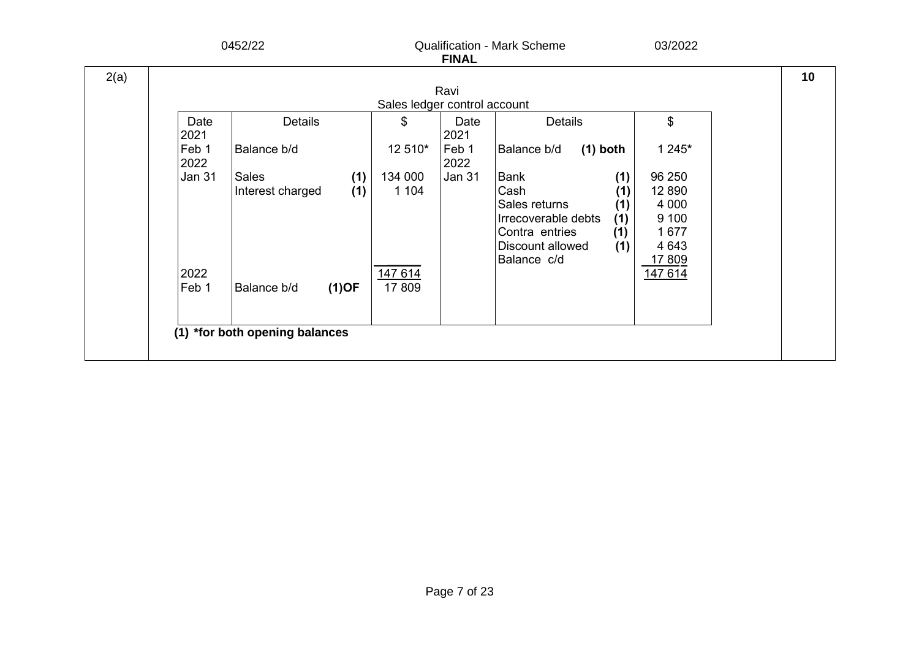| Question | Answer | Marks |
|---|---|---|
| 2(a) | Ravi<br>Sales ledger control account | 10 |

| Date | Details | $ | Date | Details | $ |
|---|---|---|---|---|---|
| 2021 | | | 2021 | | |
| Feb 1 | Balance b/d | 12 510* | Feb 1 | Balance b/d **(1) both** | 1 245* |
| 2022 | | | 2022 | | |
| Jan 31 | Sales **(1)** | 134 000 | Jan 31 | Bank **(1)** | 96 250 |
| | Interest charged **(1)** | 1 104 | | Cash **(1)** | 12 890 |
| | | | | Sales returns **(1)** | 4 000 |
| | | | | Irrecoverable debts **(1)** | 9 100 |
| | | | | Contra entries **(1)** | 1 677 |
| | | | | Discount allowed **(1)** | 4 643 |
| | | | | Balance c/d | 17 809 |
| | | 147 614 | | | 147 614 |
| 2022 | | | | | |
| Feb 1 | Balance b/d **(1)OF** | 17 809 | | | |

**(1) *for both opening balances**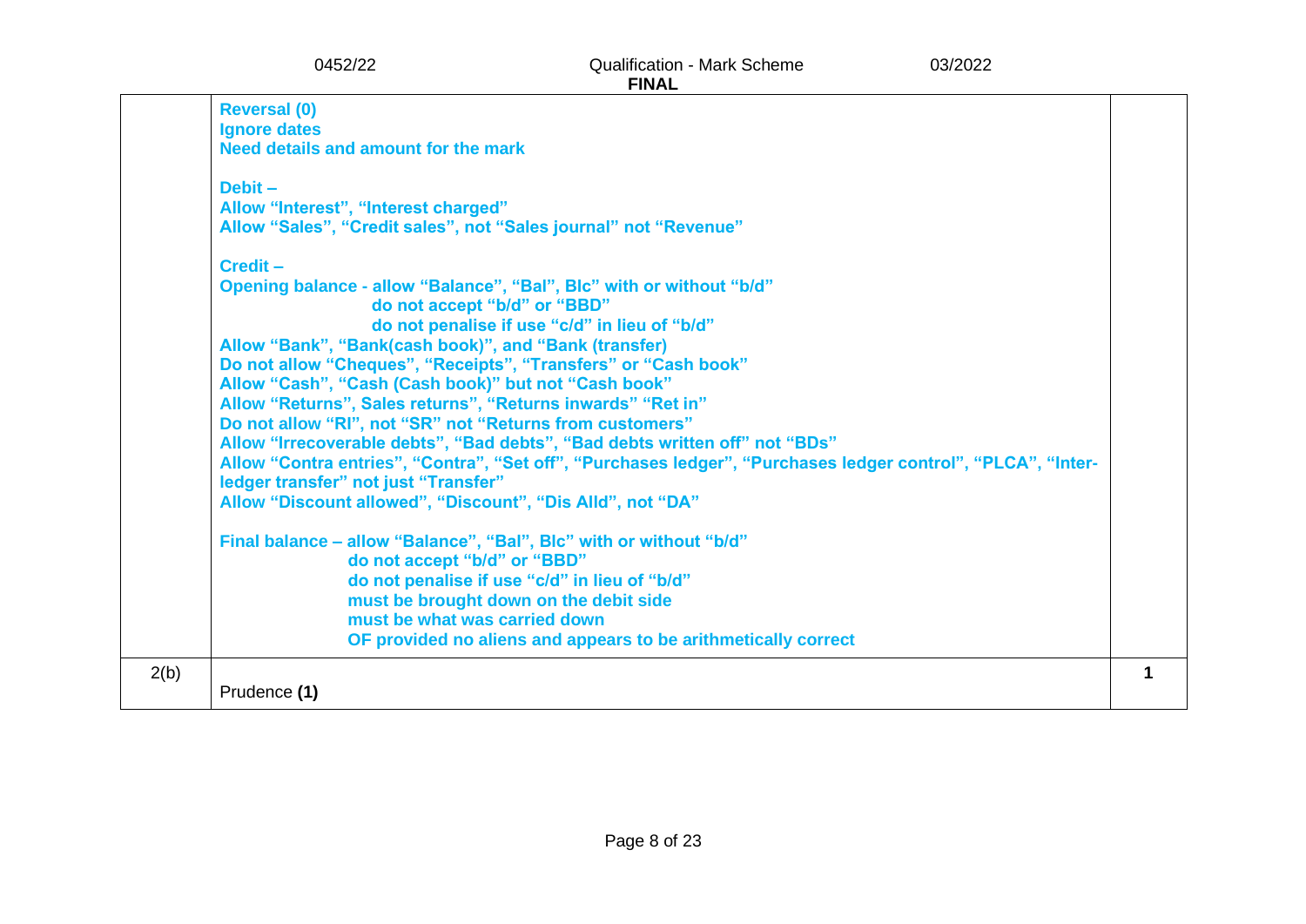| | | |
|---|---|---|
| | **Reversal (0)**<br>**Ignore dates**<br>**Need details and amount for the mark**<br><br>**Debit –**<br>**Allow “Interest”, “Interest charged”**<br>**Allow “Sales”, “Credit sales”, not “Sales journal” not “Revenue”**<br><br>**Credit –**<br>**Opening balance - allow “Balance”, “Bal”, Blc” with or without “b/d”**<br>**do not accept “b/d” or “BBD”**<br>**do not penalise if use “c/d” in lieu of “b/d”**<br>**Allow “Bank”, “Bank(cash book)”, and “Bank (transfer)**<br>**Do not allow “Cheques”, “Receipts”, “Transfers” or “Cash book”**<br>**Allow “Cash”, “Cash (Cash book)” but not “Cash book”**<br>**Allow “Returns”, Sales returns”, “Returns inwards” “Ret in”**<br>**Do not allow “RI”, not “SR” not “Returns from customers”**<br>**Allow “Irrecoverable debts”, “Bad debts”, “Bad debts written off” not “BDs”**<br>**Allow “Contra entries”, “Contra”, “Set off”, “Purchases ledger”, “Purchases ledger control”, “PLCA”, “Inter-ledger transfer” not just “Transfer”**<br>**Allow “Discount allowed”, “Discount”, “Dis Alld”, not “DA”**<br><br>**Final balance – allow “Balance”, “Bal”, Blc” with or without “b/d”**<br>**do not accept “b/d” or “BBD”**<br>**do not penalise if use “c/d” in lieu of “b/d”**<br>**must be brought down on the debit side**<br>**must be what was carried down**<br>**OF provided no aliens and appears to be arithmetically correct** | |
| 2(b) | Prudence **(1)** | **1** |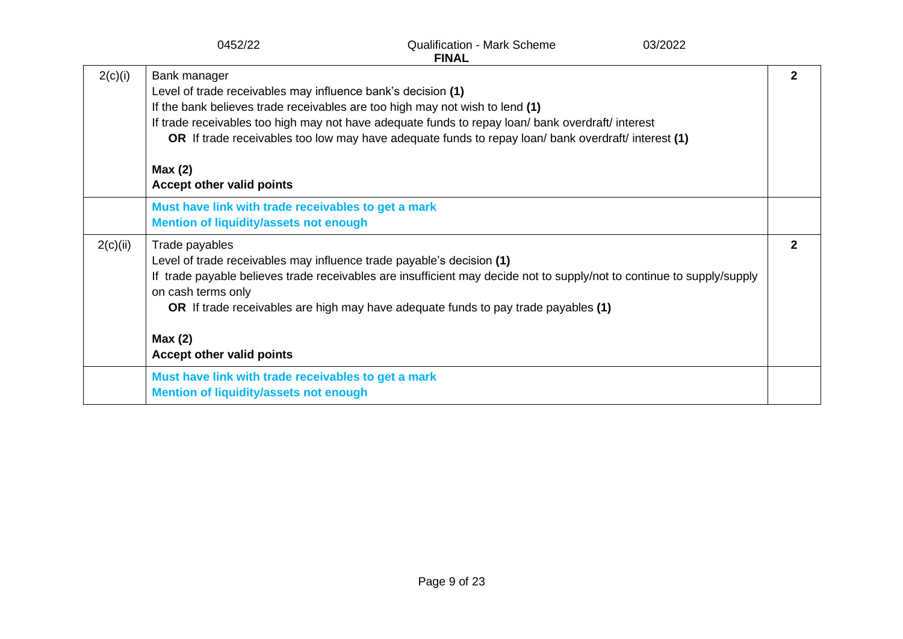| Question | Answer | Marks |
|---|---|---|
| 2(c)(i) | Bank manager<br>Level of trade receivables may influence bank's decision **(1)**<br>If the bank believes trade receivables are too high may not wish to lend **(1)**<br>If trade receivables too high may not have adequate funds to repay loan/ bank overdraft/ interest<br>**OR** If trade receivables too low may have adequate funds to repay loan/ bank overdraft/ interest **(1)**<br><br>**Max (2)**<br>**Accept other valid points** | **2** |
| | **Must have link with trade receivables to get a mark**<br>**Mention of liquidity/assets not enough** | |
| 2(c)(ii) | Trade payables<br>Level of trade receivables may influence trade payable's decision **(1)**<br>If trade payable believes trade receivables are insufficient may decide not to supply/not to continue to supply/supply on cash terms only<br>**OR** If trade receivables are high may have adequate funds to pay trade payables **(1)**<br><br>**Max (2)**<br>**Accept other valid points** | **2** |
| | **Must have link with trade receivables to get a mark**<br>**Mention of liquidity/assets not enough** | |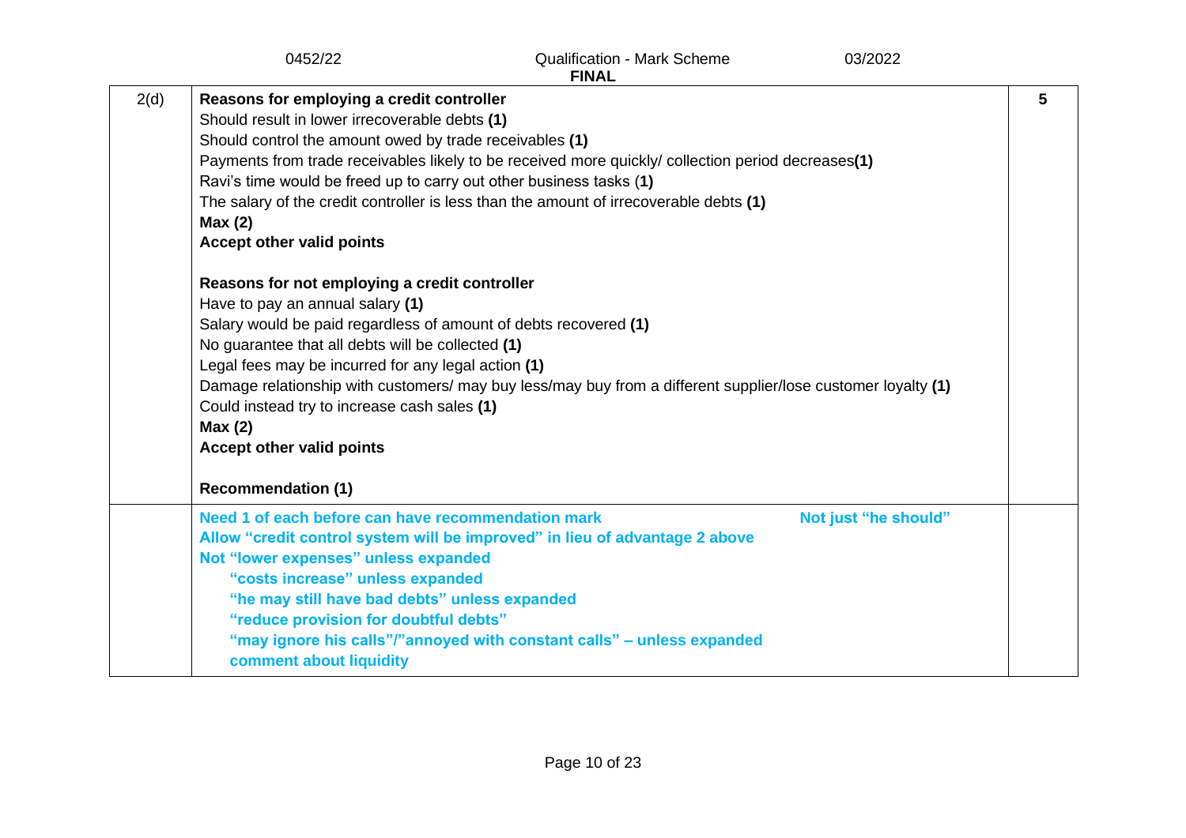| | | |
|---|---|---|
| 2(d) | **Reasons for employing a credit controller**<br>Should result in lower irrecoverable debts **(1)**<br>Should control the amount owed by trade receivables **(1)**<br>Payments from trade receivables likely to be received more quickly/ collection period decreases**(1)**<br>Ravi's time would be freed up to carry out other business tasks (**1)**<br>The salary of the credit controller is less than the amount of irrecoverable debts **(1)**<br>**Max (2)**<br>**Accept other valid points**<br><br>**Reasons for not employing a credit controller**<br>Have to pay an annual salary **(1)**<br>Salary would be paid regardless of amount of debts recovered **(1)**<br>No guarantee that all debts will be collected **(1)**<br>Legal fees may be incurred for any legal action **(1)**<br>Damage relationship with customers/ may buy less/may buy from a different supplier/lose customer loyalty **(1)**<br>Could instead try to increase cash sales **(1)**<br>**Max (2)**<br>**Accept other valid points**<br><br>**Recommendation (1)** | **5** |
| | **Need 1 of each before can have recommendation mark** **Not just "he should"**<br>**Allow "credit control system will be improved" in lieu of advantage 2 above**<br>**Not "lower expenses" unless expanded**<br>**"costs increase" unless expanded**<br>**"he may still have bad debts" unless expanded**<br>**"reduce provision for doubtful debts"**<br>**"may ignore his calls"/"annoyed with constant calls" – unless expanded**<br>**comment about liquidity** | |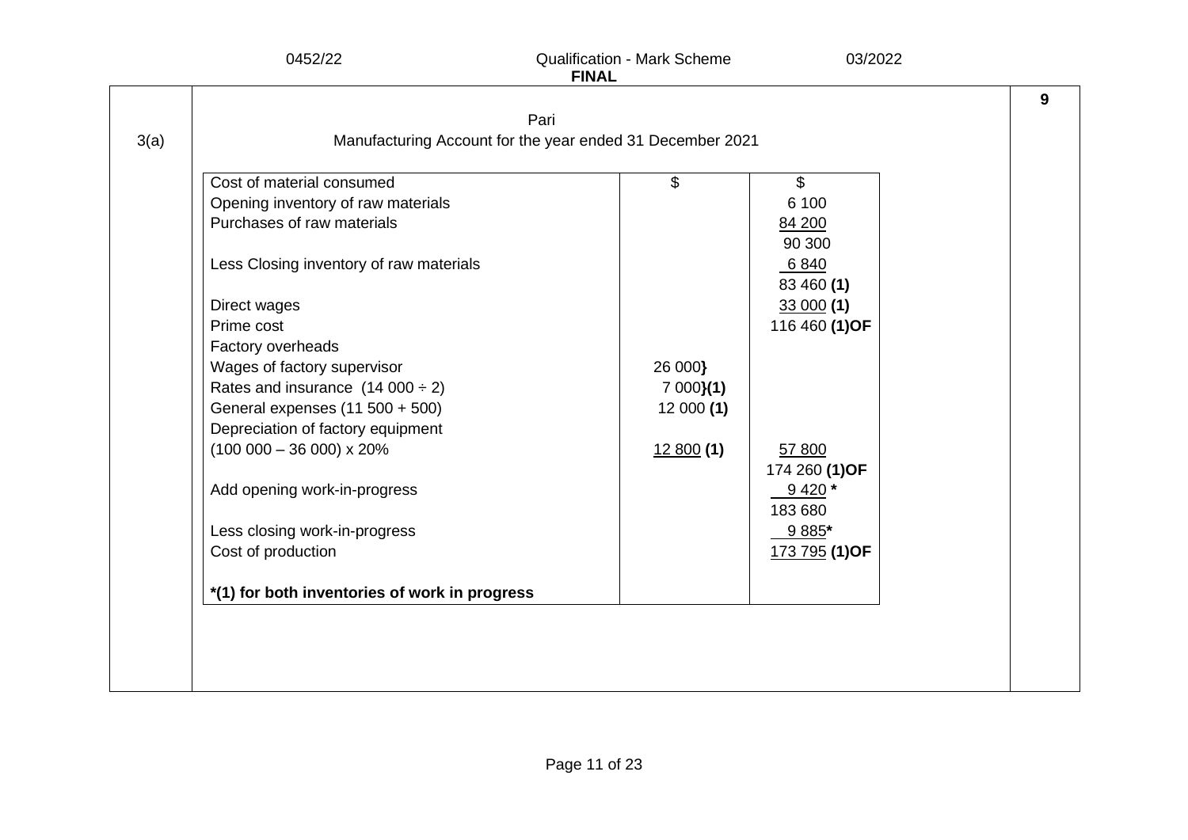| Question | Answer | Marks |
|---|---|---|
| 3(a) | Pari<br>Manufacturing Account for the year ended 31 December 2021 | 9 |

| Cost of material consumed | $ | $ |
|---|---|---|
| Opening inventory of raw materials | | 6 100 |
| Purchases of raw materials | | 84 200 |
| | | 90 300 |
| Less Closing inventory of raw materials | | 6 840 |
| | | 83 460 **(1)** |
| Direct wages | | 33 000 **(1)** |
| Prime cost | | 116 460 **(1)OF** |
| Factory overheads | | |
| Wages of factory supervisor | 26 000**}** | |
| Rates and insurance (14 000 ÷ 2) | 7 000**}(1)** | |
| General expenses (11 500 + 500) | 12 000 **(1)** | |
| Depreciation of factory equipment | | |
| (100 000 – 36 000) x 20% | 12 800 **(1)** | 57 800 |
| | | 174 260 **(1)OF** |
| Add opening work-in-progress | | 9 420 ***** |
| | | 183 680 |
| Less closing work-in-progress | | 9 885***** |
| Cost of production | | 173 795 **(1)OF** |
| | | |
| ***(1) for both inventories of work in progress** | | |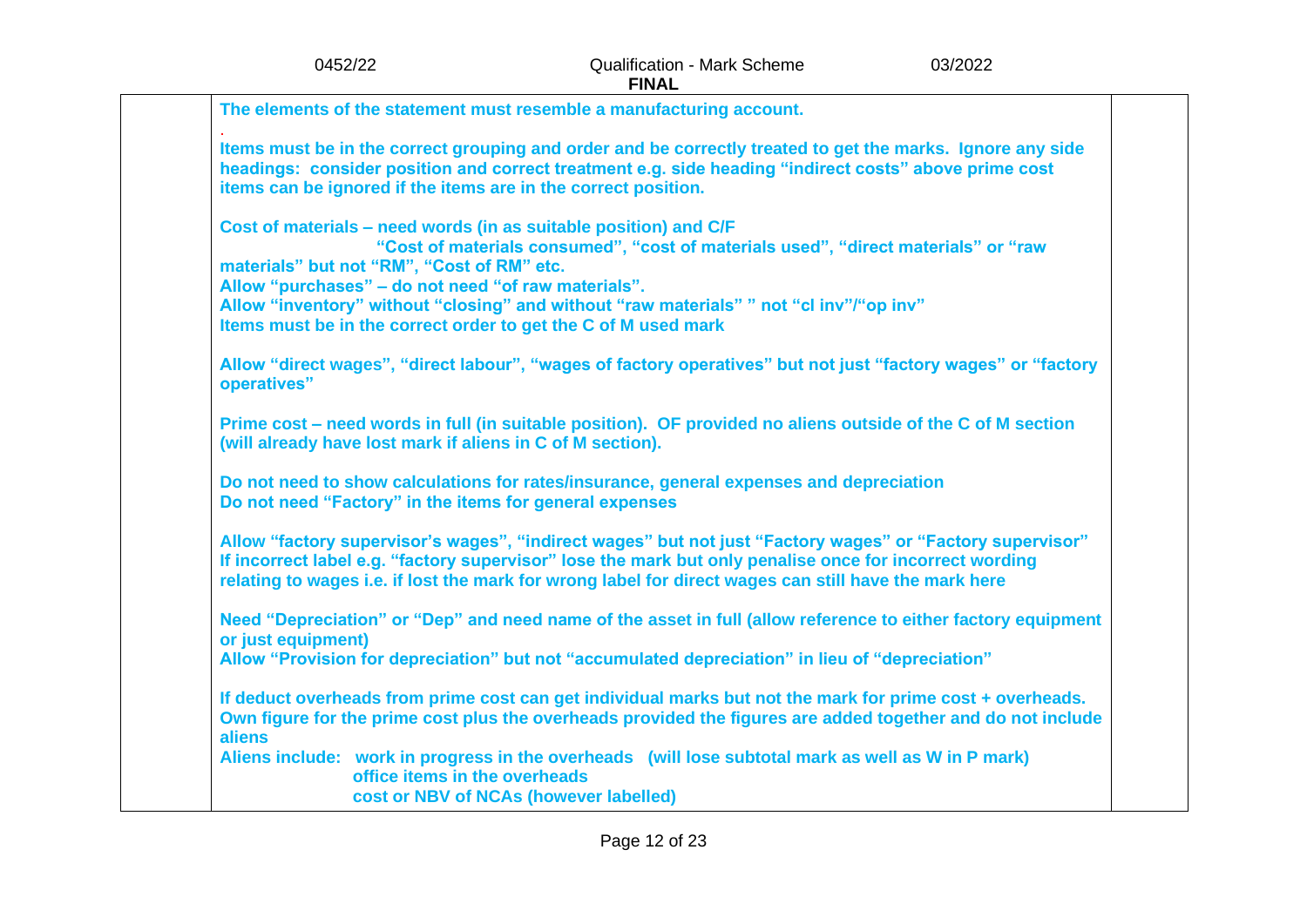**The elements of the statement must resemble a manufacturing account.**

.

**Items must be in the correct grouping and order and be correctly treated to get the marks. Ignore any side headings: consider position and correct treatment e.g. side heading "indirect costs" above prime cost items can be ignored if the items are in the correct position.**

**Cost of materials – need words (in as suitable position) and C/F**
**"Cost of materials consumed", "cost of materials used", "direct materials" or "raw materials" but not "RM", "Cost of RM" etc.**
**Allow "purchases" – do not need "of raw materials".**
**Allow "inventory" without "closing" and without "raw materials" " not "cl inv"/"op inv"**
**Items must be in the correct order to get the C of M used mark**

**Allow "direct wages", "direct labour", "wages of factory operatives" but not just "factory wages" or "factory operatives"**

**Prime cost – need words in full (in suitable position). OF provided no aliens outside of the C of M section (will already have lost mark if aliens in C of M section).**

**Do not need to show calculations for rates/insurance, general expenses and depreciation**
**Do not need "Factory" in the items for general expenses**

**Allow "factory supervisor's wages", "indirect wages" but not just "Factory wages" or "Factory supervisor"**
**If incorrect label e.g. "factory supervisor" lose the mark but only penalise once for incorrect wording relating to wages i.e. if lost the mark for wrong label for direct wages can still have the mark here**

**Need "Depreciation" or "Dep" and need name of the asset in full (allow reference to either factory equipment or just equipment)**
**Allow "Provision for depreciation" but not "accumulated depreciation" in lieu of "depreciation"**

**If deduct overheads from prime cost can get individual marks but not the mark for prime cost + overheads.**
**Own figure for the prime cost plus the overheads provided the figures are added together and do not include aliens**
**Aliens include: work in progress in the overheads (will lose subtotal mark as well as W in P mark)**
**office items in the overheads**
**cost or NBV of NCAs (however labelled)**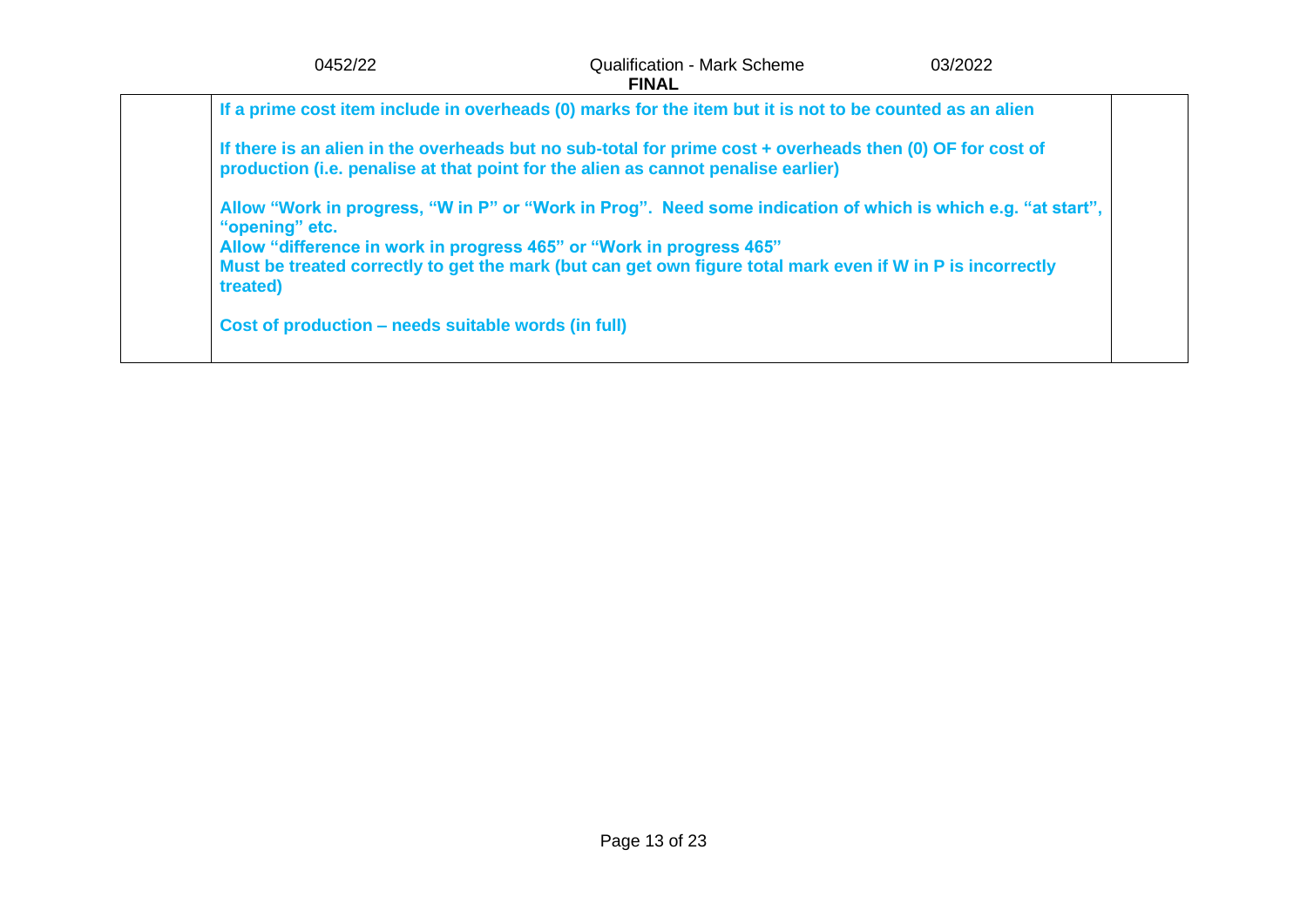| | | |
|---|---|---|
| | **If a prime cost item include in overheads (0) marks for the item but it is not to be counted as an alien**<br><br>**If there is an alien in the overheads but no sub-total for prime cost + overheads then (0) OF for cost of production (i.e. penalise at that point for the alien as cannot penalise earlier)**<br><br>**Allow "Work in progress, "W in P" or "Work in Prog". Need some indication of which is which e.g. "at start", "opening" etc.**<br>**Allow "difference in work in progress 465" or "Work in progress 465"**<br>**Must be treated correctly to get the mark (but can get own figure total mark even if W in P is incorrectly treated)**<br><br>**Cost of production – needs suitable words (in full)** | |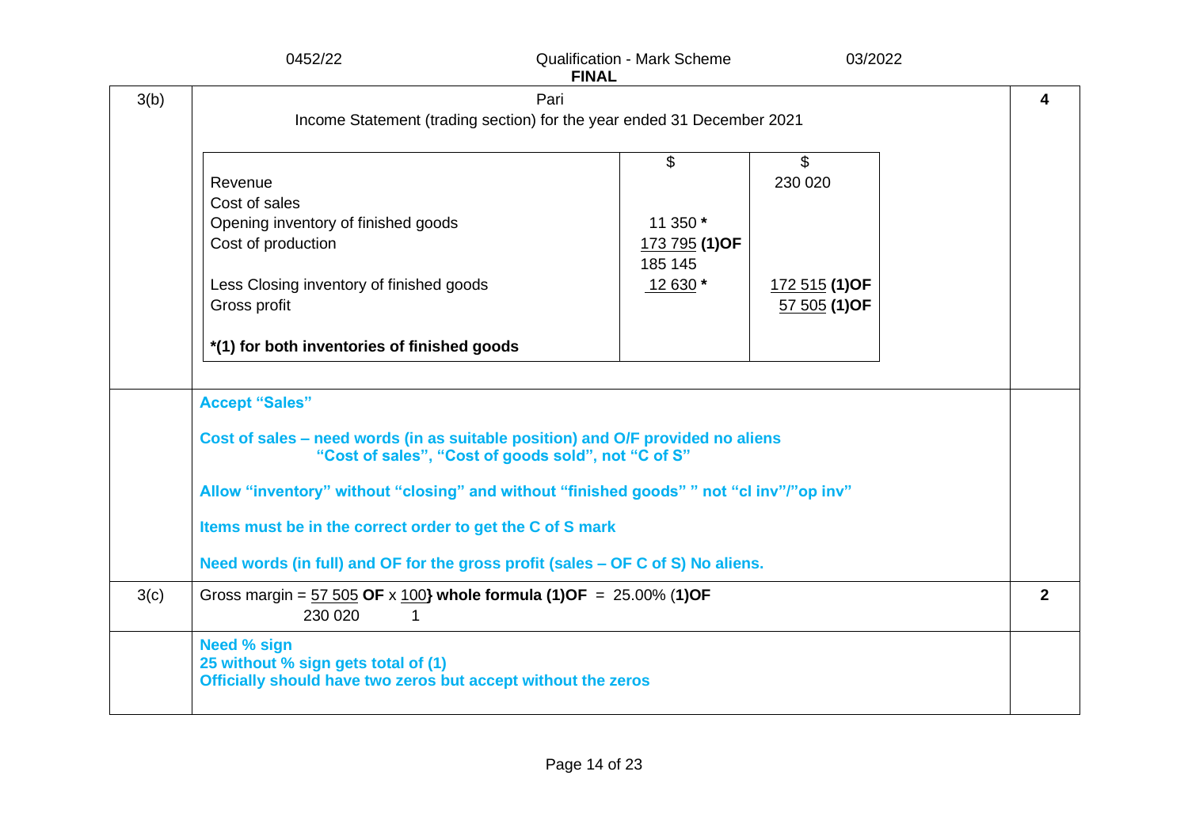| Question | Answer | Marks |
|---|---|---|
| 3(b) | Pari<br>Income Statement (trading section) for the year ended 31 December 2021 | 4 |

| | $ | $ |
|---|---|---|
| Revenue | | 230 020 |
| Cost of sales | | |
| Opening inventory of finished goods | 11 350 * | |
| Cost of production | 173 795 **(1)OF** | |
| | 185 145 | |
| Less Closing inventory of finished goods | 12 630 * | 172 515 **(1)OF** |
| Gross profit | | 57 505 **(1)OF** |
| ***(1) for both inventories of finished goods** | | |

**Accept "Sales"**

**Cost of sales – need words (in as suitable position) and O/F provided no aliens "Cost of sales", "Cost of goods sold", not "C of S"**

**Allow "inventory" without "closing" and without "finished goods" " not "cl inv"/"op inv"**

**Items must be in the correct order to get the C of S mark**

**Need words (in full) and OF for the gross profit (sales – OF C of S) No aliens.**

| Question | Answer | Marks |
|---|---|---|
| 3(c) | Gross margin = $\frac{57\,505}{230\,020}$ **OF** x $\frac{100}{1}$**} whole formula (1)OF** = 25.00% **(1)OF** | 2 |
| | **Need % sign**<br>**25 without % sign gets total of (1)**<br>**Officially should have two zeros but accept without the zeros** | |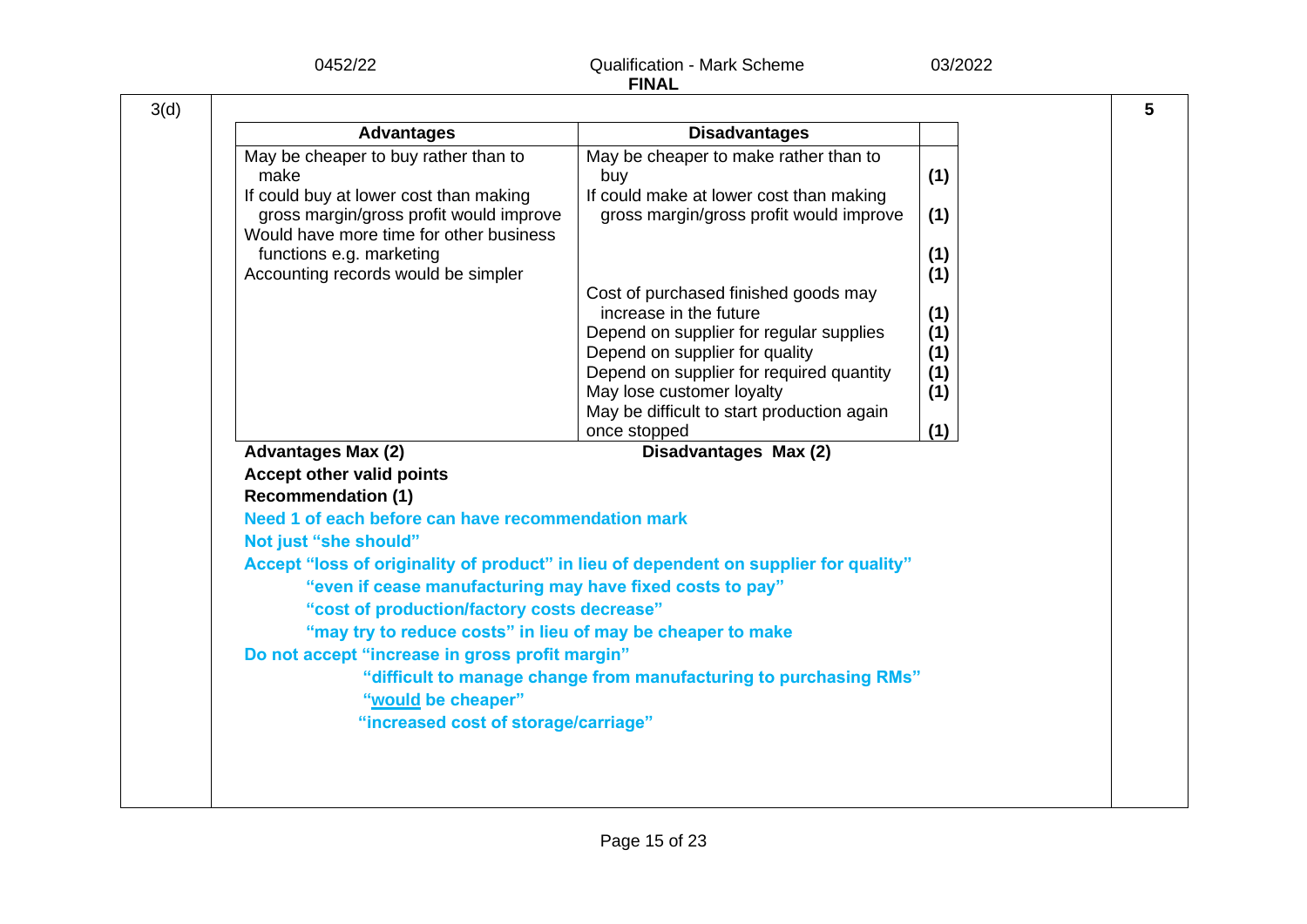3(d)

| Advantages | Disadvantages | |
|---|---|---|
| May be cheaper to buy rather than to make | May be cheaper to make rather than to buy | (1) |
| If could buy at lower cost than making gross margin/gross profit would improve | If could make at lower cost than making gross margin/gross profit would improve | (1) |
| Would have more time for other business functions e.g. marketing | | (1) |
| Accounting records would be simpler | | (1) |
| | Cost of purchased finished goods may increase in the future | (1) |
| | Depend on supplier for regular supplies | (1) |
| | Depend on supplier for quality | (1) |
| | Depend on supplier for required quantity | (1) |
| | May lose customer loyalty | (1) |
| | May be difficult to start production again once stopped | (1) |

**Advantages Max (2)** **Disadvantages Max (2)**

**Accept other valid points**

**Recommendation (1)**

**Need 1 of each before can have recommendation mark**

**Not just "she should"**

**Accept "loss of originality of product" in lieu of dependent on supplier for quality"**

**"even if cease manufacturing may have fixed costs to pay"**

**"cost of production/factory costs decrease"**

**"may try to reduce costs" in lieu of may be cheaper to make**

**Do not accept "increase in gross profit margin"**

**"difficult to manage change from manufacturing to purchasing RMs"**

**"would be cheaper"**

**"increased cost of storage/carriage"**

5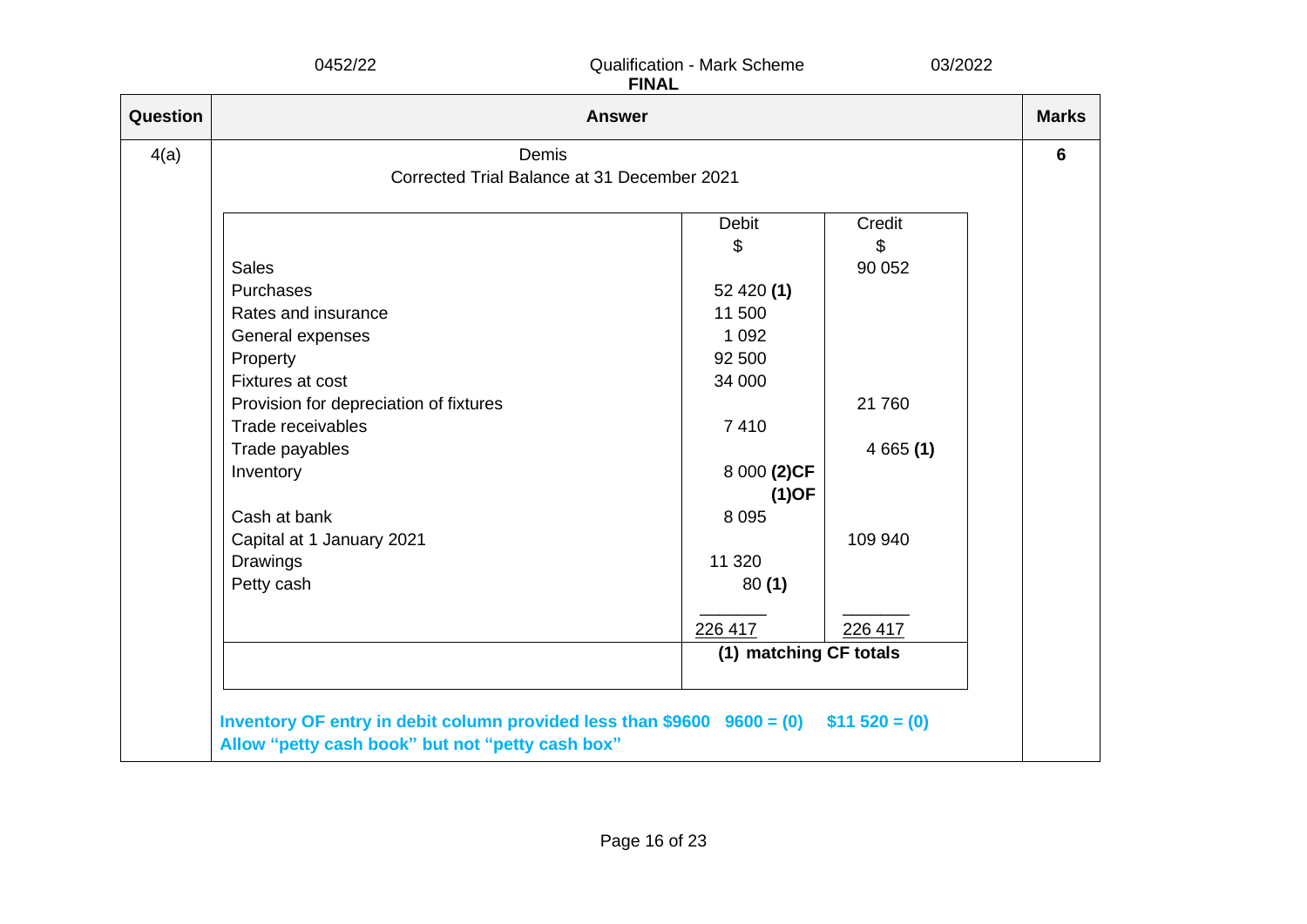| Question | Answer | Marks |
|---|---|---|
| 4(a) | Demis<br>Corrected Trial Balance at 31 December 2021 | 6 |

| | Debit<br>$ | Credit<br>$ |
|---|---|---|
| Sales | | 90 052 |
| Purchases | 52 420 **(1)** | |
| Rates and insurance | 11 500 | |
| General expenses | 1 092 | |
| Property | 92 500 | |
| Fixtures at cost | 34 000 | |
| Provision for depreciation of fixtures | | 21 760 |
| Trade receivables | 7 410 | |
| Trade payables | | 4 665 **(1)** |
| Inventory | 8 000 **(2)CF (1)OF** | |
| Cash at bank | 8 095 | |
| Capital at 1 January 2021 | | 109 940 |
| Drawings | 11 320 | |
| Petty cash | 80 **(1)** | |
| | 226 417 | 226 417 |
| | **(1) matching CF totals** | |

**Inventory OF entry in debit column provided less than $9600 9600 = (0) $11 520 = (0)**
**Allow "petty cash book" but not "petty cash box"**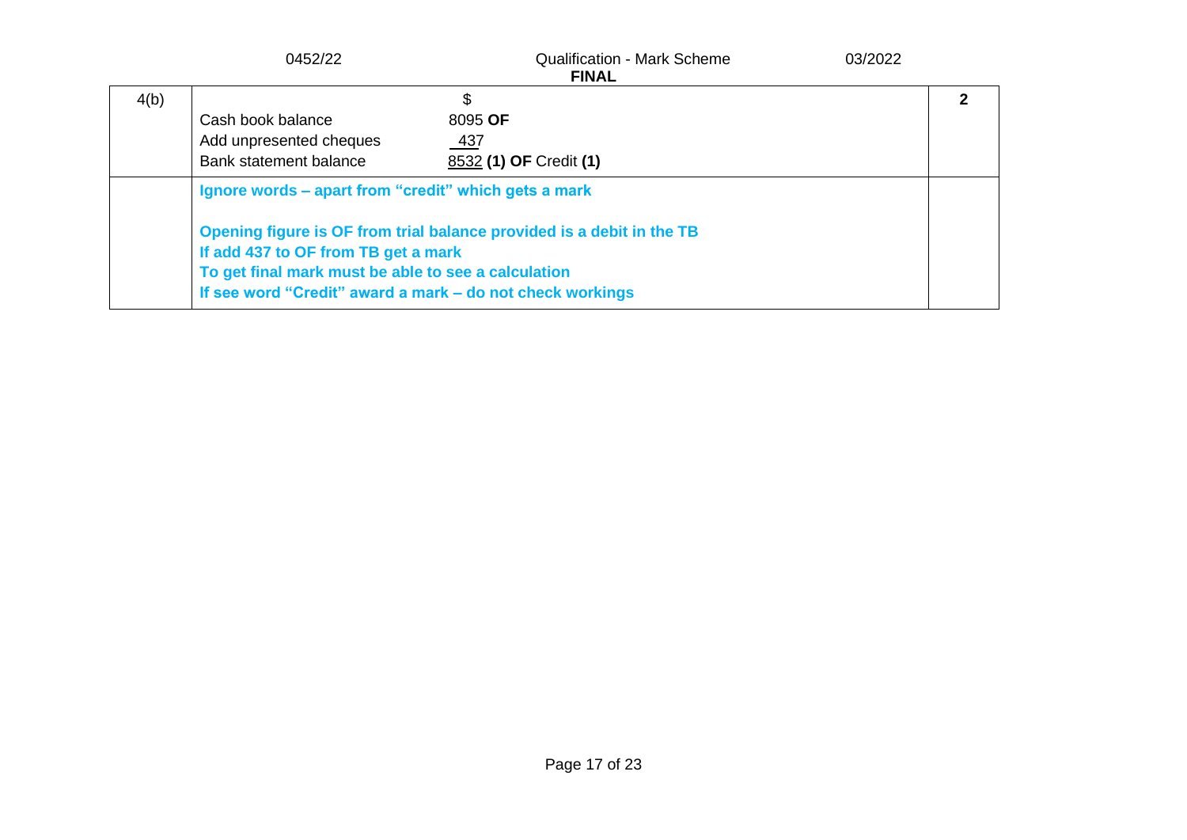| Question | Answer | Marks |
|---|---|---|
| 4(b) | \| \| $ \|<br>\|---\|---\|<br>\| Cash book balance \| 8095 **OF** \|<br>\| Add unpresented cheques \| 437 \|<br>\| Bank statement balance \| 8532 **(1) OF** Credit **(1)** \| | **2** |
| | **Ignore words – apart from "credit" which gets a mark**<br><br>**Opening figure is OF from trial balance provided is a debit in the TB**<br>**If add 437 to OF from TB get a mark**<br>**To get final mark must be able to see a calculation**<br>**If see word "Credit" award a mark – do not check workings** | |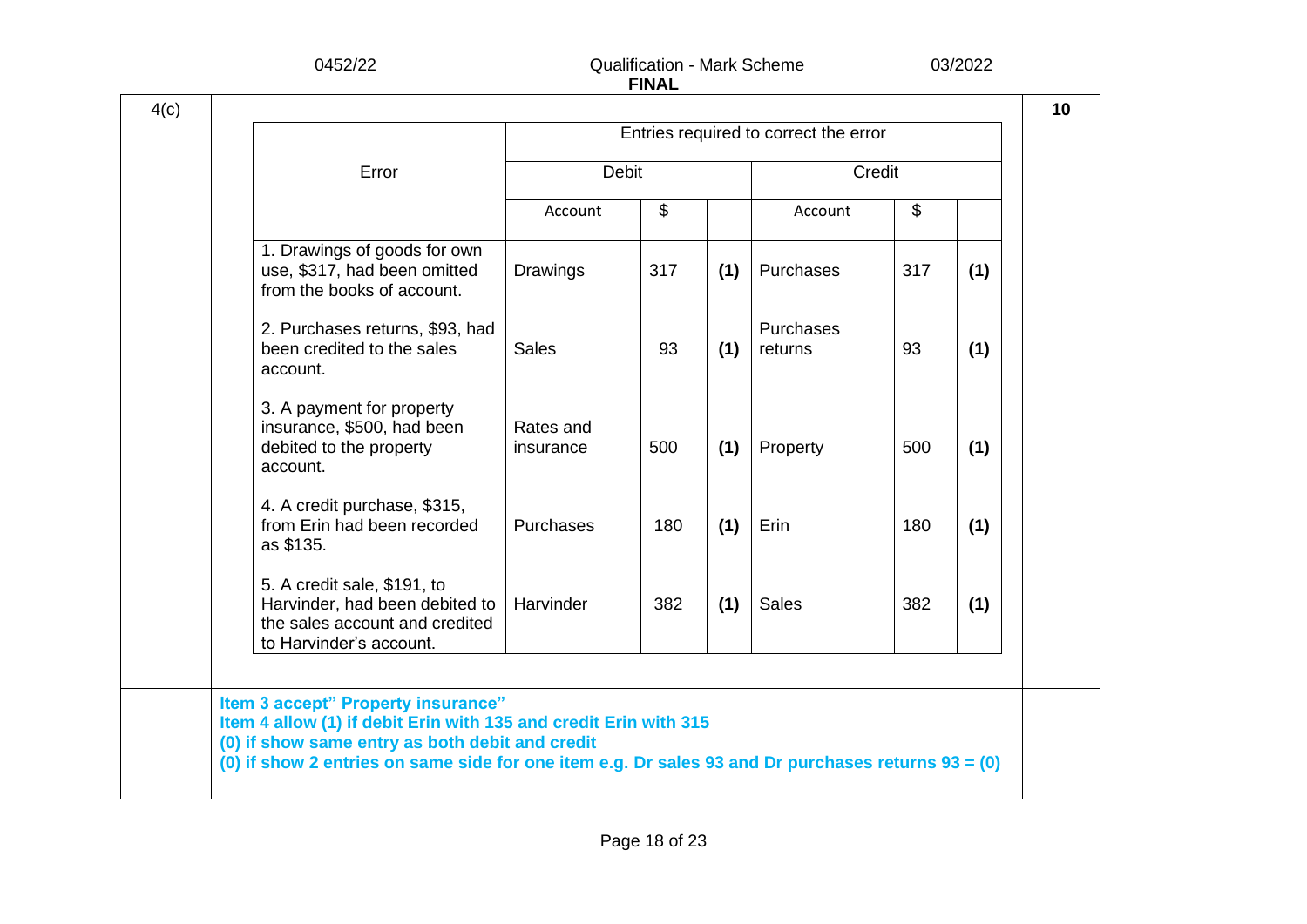**4(c)** — Marks: **10**

| Error | Entries required to correct the error | | | | | |
|---|---|---|---|---|---|---|
| | Debit | | | Credit | | |
| | Account | $ | | Account | $ | |
| 1. Drawings of goods for own use, $317, had been omitted from the books of account. | Drawings | 317 | **(1)** | Purchases | 317 | **(1)** |
| 2. Purchases returns, $93, had been credited to the sales account. | Sales | 93 | **(1)** | Purchases returns | 93 | **(1)** |
| 3. A payment for property insurance, $500, had been debited to the property account. | Rates and insurance | 500 | **(1)** | Property | 500 | **(1)** |
| 4. A credit purchase, $315, from Erin had been recorded as $135. | Purchases | 180 | **(1)** | Erin | 180 | **(1)** |
| 5. A credit sale, $191, to Harvinder, had been debited to the sales account and credited to Harvinder's account. | Harvinder | 382 | **(1)** | Sales | 382 | **(1)** |

**Item 3 accept" Property insurance"**
**Item 4 allow (1) if debit Erin with 135 and credit Erin with 315**
**(0) if show same entry as both debit and credit**
**(0) if show 2 entries on same side for one item e.g. Dr sales 93 and Dr purchases returns 93 = (0)**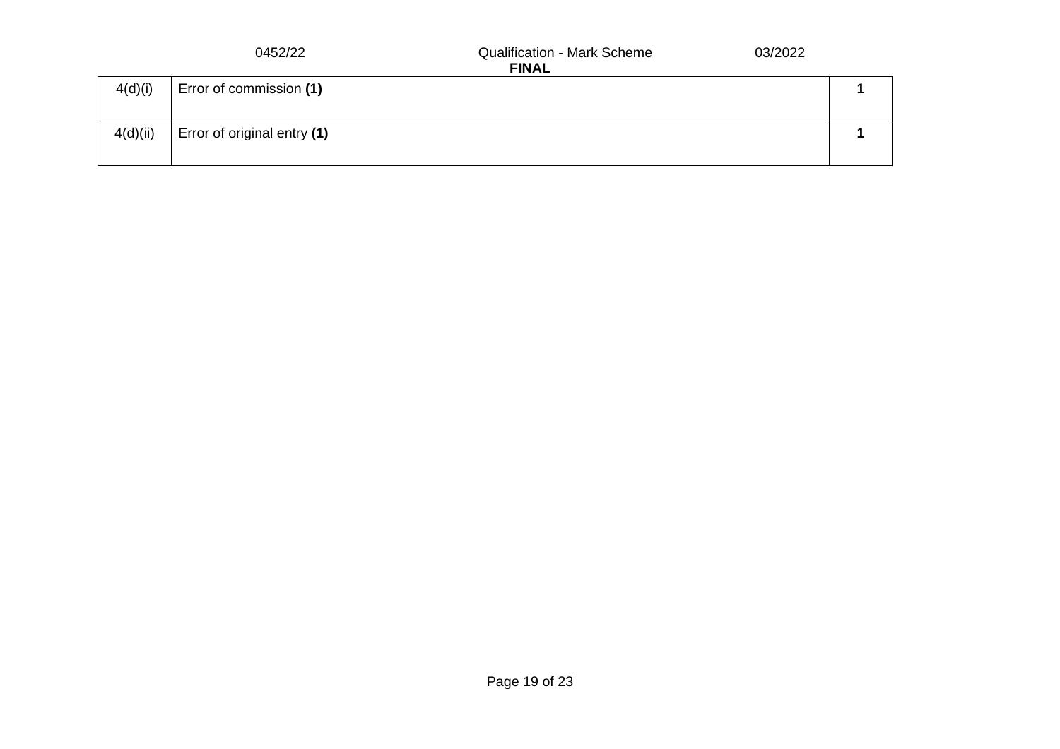| | | |
|---|---|---|
| 4(d)(i) | Error of commission **(1)** | **1** |
| 4(d)(ii) | Error of original entry **(1)** | **1** |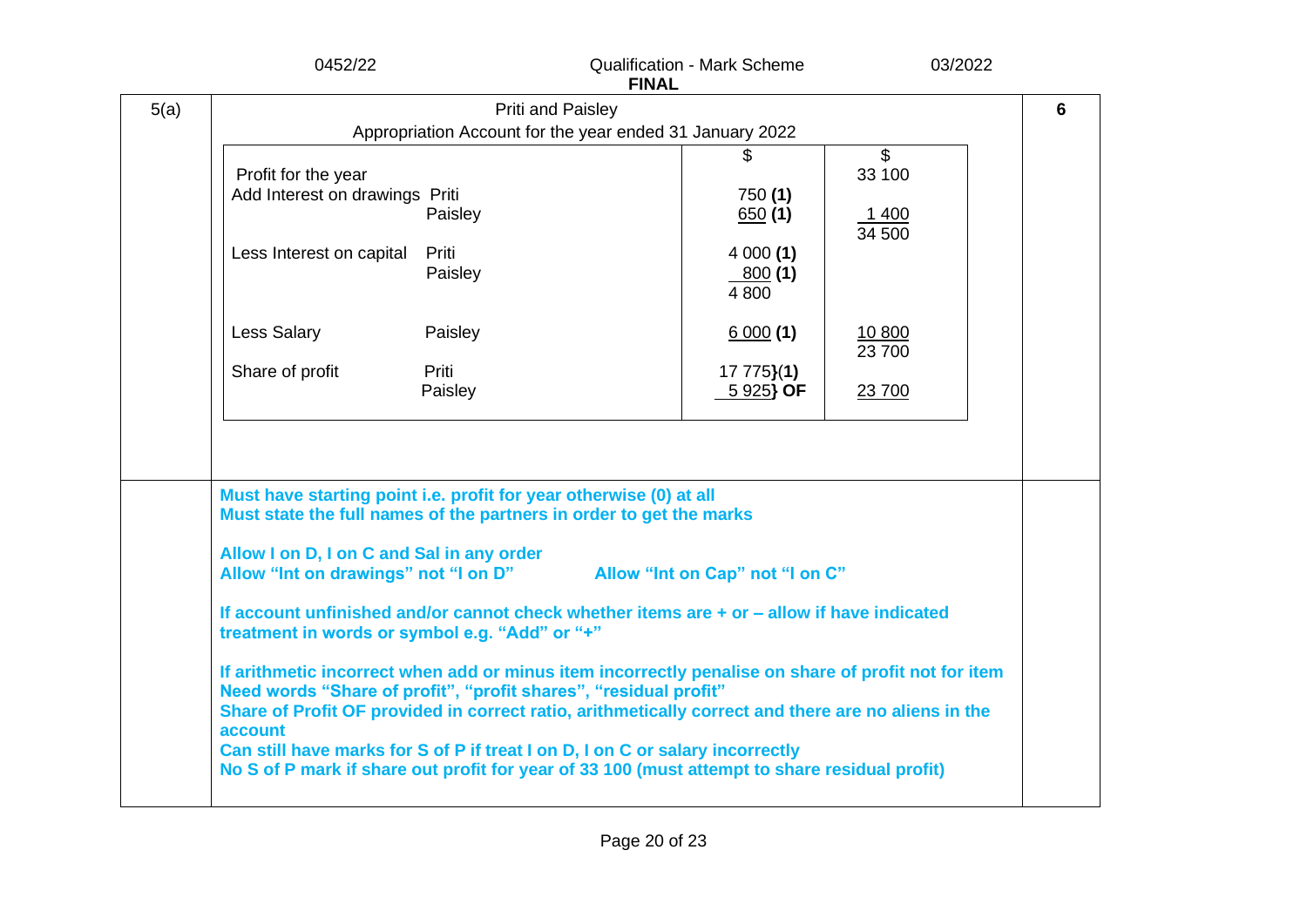| Question | Answer | Marks |
|---|---|---|
| 5(a) | Priti and Paisley<br>Appropriation Account for the year ended 31 January 2022 | 6 |

| | | $ | $ |
|---|---|---|---|
| Profit for the year | | | 33 100 |
| Add Interest on drawings | Priti | 750 **(1)** | |
| | Paisley | 650 **(1)** | 1 400 |
| | | | 34 500 |
| Less Interest on capital | Priti | 4 000 **(1)** | |
| | Paisley | 800 **(1)** | |
| | | 4 800 | |
| Less Salary | Paisley | 6 000 **(1)** | 10 800 |
| | | | 23 700 |
| Share of profit | Priti | 17 775}**(1)** | |
| | Paisley | 5 925} **OF** | 23 700 |

**Must have starting point i.e. profit for year otherwise (0) at all**
**Must state the full names of the partners in order to get the marks**

**Allow I on D, I on C and Sal in any order**
**Allow "Int on drawings" not "I on D"** **Allow "Int on Cap" not "I on C"**

**If account unfinished and/or cannot check whether items are + or – allow if have indicated treatment in words or symbol e.g. "Add" or "+"**

**If arithmetic incorrect when add or minus item incorrectly penalise on share of profit not for item**
**Need words "Share of profit", "profit shares", "residual profit"**
**Share of Profit OF provided in correct ratio, arithmetically correct and there are no aliens in the account**
**Can still have marks for S of P if treat I on D, I on C or salary incorrectly**
**No S of P mark if share out profit for year of 33 100 (must attempt to share residual profit)**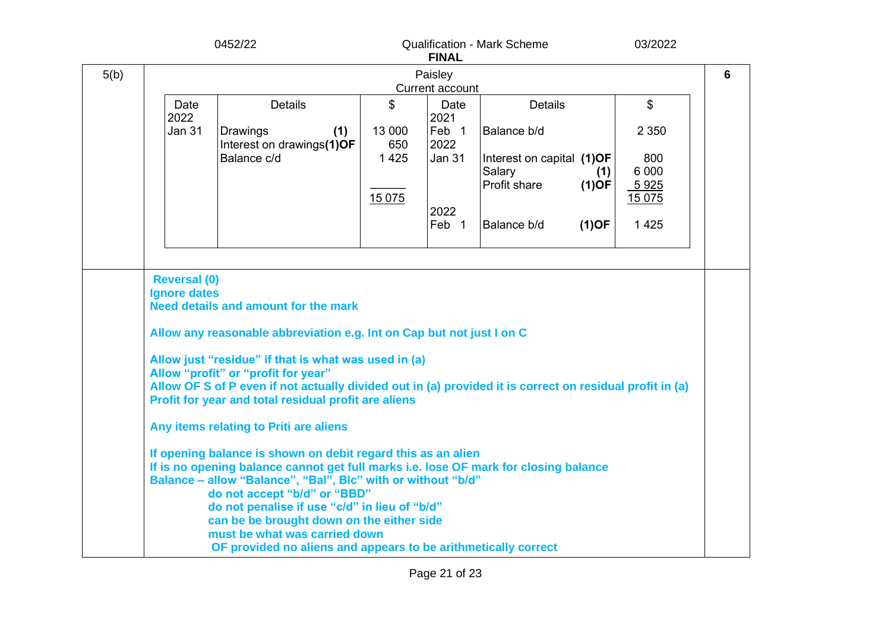| 5(b) | Paisley<br>Current account | 6 |
|---|---|---|

| Date | Details | $ | Date | Details | $ |
|---|---|---|---|---|---|
| 2022 | | | 2021 | | |
| Jan 31 | Drawings **(1)** | 13 000 | Feb 1 | Balance b/d | 2 350 |
| | Interest on drawings **(1)OF** | 650 | 2022 | | |
| | Balance c/d | 1 425 | Jan 31 | Interest on capital **(1)OF** | 800 |
| | | | | Salary **(1)** | 6 000 |
| | | | | Profit share **(1)OF** | 5 925 |
| | | 15 075 | | | 15 075 |
| | | | 2022 | | |
| | | | Feb 1 | Balance b/d **(1)OF** | 1 425 |

**Reversal (0)**
**Ignore dates**
**Need details and amount for the mark**

**Allow any reasonable abbreviation e.g. Int on Cap but not just I on C**

**Allow just "residue" if that is what was used in (a)**
**Allow "profit" or "profit for year"**
**Allow OF S of P even if not actually divided out in (a) provided it is correct on residual profit in (a)**
**Profit for year and total residual profit are aliens**

**Any items relating to Priti are aliens**

**If opening balance is shown on debit regard this as an alien**
**If is no opening balance cannot get full marks i.e. lose OF mark for closing balance**
**Balance – allow "Balance", "Bal", Blc" with or without "b/d"**
- **do not accept "b/d" or "BBD"**
- **do not penalise if use "c/d" in lieu of "b/d"**
- **can be be brought down on the either side**
- **must be what was carried down**
- **OF provided no aliens and appears to be arithmetically correct**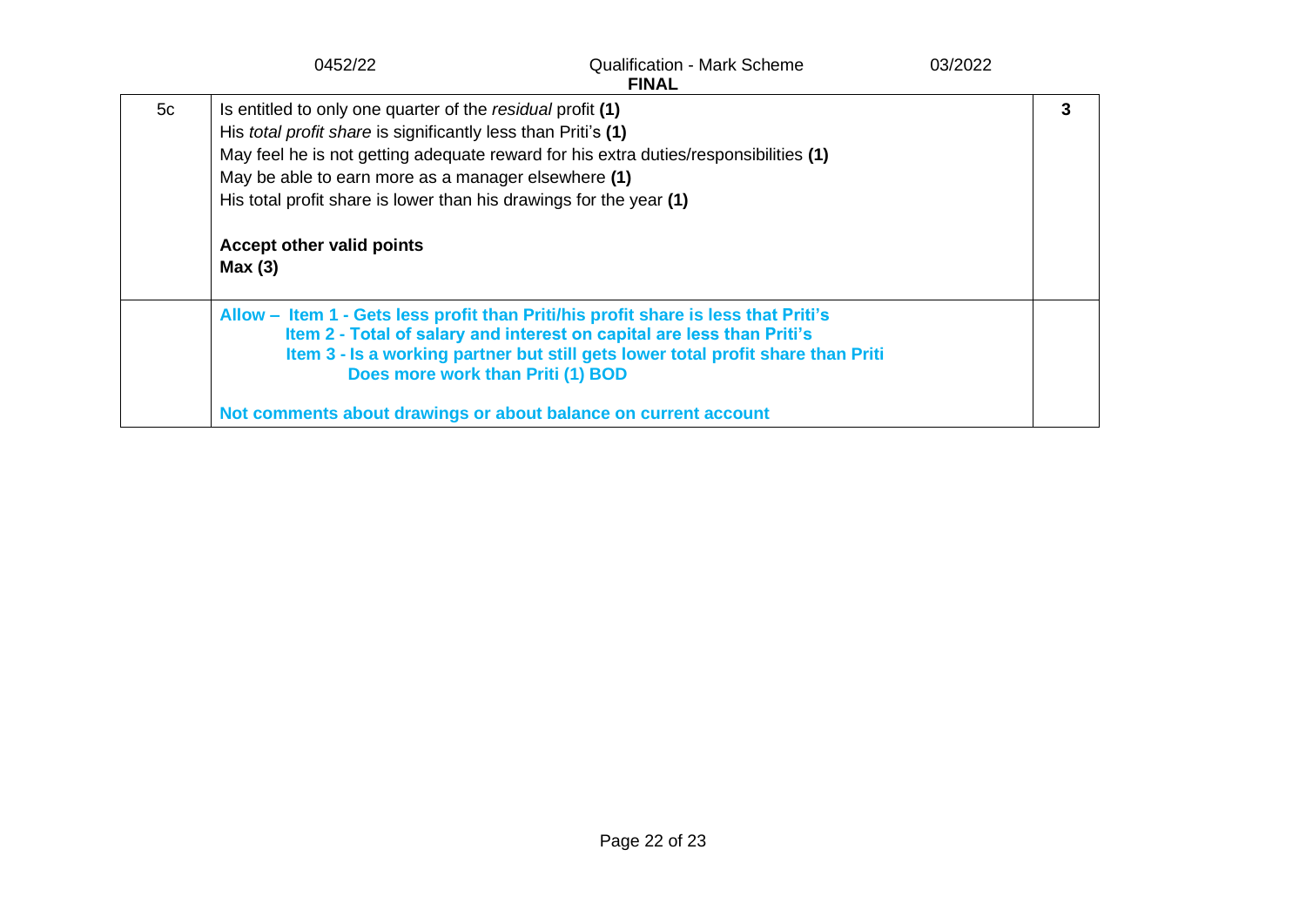| | | |
|---|---|---|
| 5c | Is entitled to only one quarter of the *residual* profit **(1)**<br>His *total profit share* is significantly less than Priti's **(1)**<br>May feel he is not getting adequate reward for his extra duties/responsibilities **(1)**<br>May be able to earn more as a manager elsewhere **(1)**<br>His total profit share is lower than his drawings for the year **(1)**<br><br>**Accept other valid points**<br>**Max (3)** | **3** |
| | **Allow – Item 1 - Gets less profit than Priti/his profit share is less that Priti's**<br>**Item 2 - Total of salary and interest on capital are less than Priti's**<br>**Item 3 - Is a working partner but still gets lower total profit share than Priti**<br>**Does more work than Priti (1) BOD**<br><br>**Not comments about drawings or about balance on current account** | |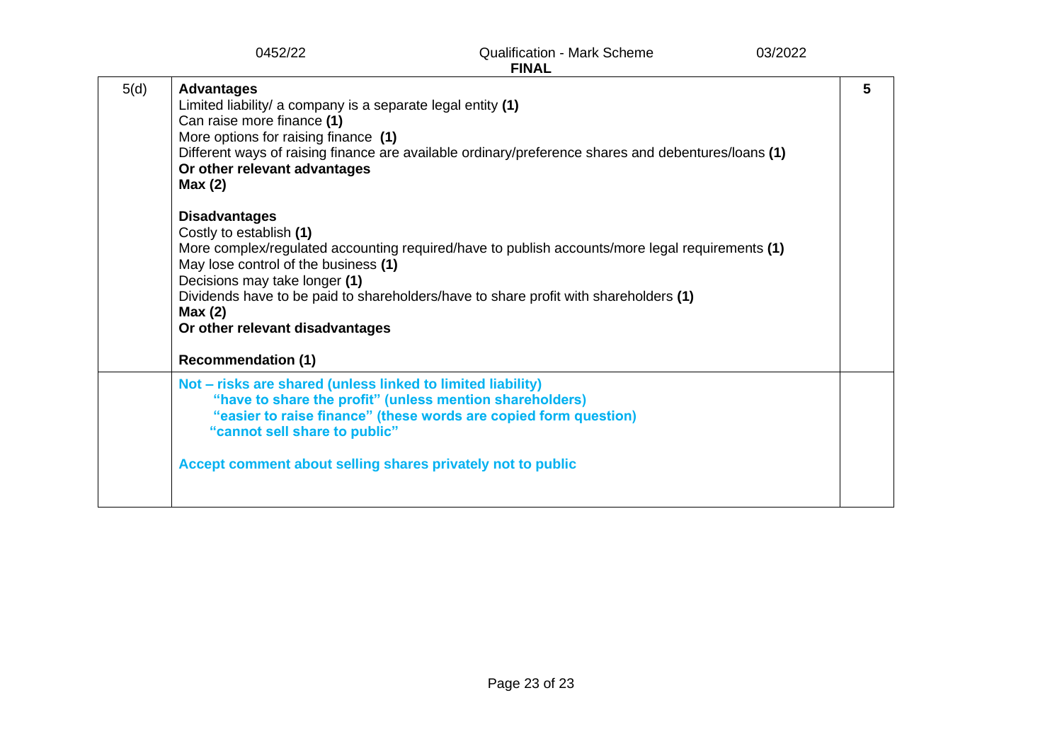| | | |
|---|---|---|
| 5(d) | **Advantages**<br>Limited liability/ a company is a separate legal entity **(1)**<br>Can raise more finance **(1)**<br>More options for raising finance **(1)**<br>Different ways of raising finance are available ordinary/preference shares and debentures/loans **(1)**<br>**Or other relevant advantages**<br>**Max (2)**<br><br>**Disadvantages**<br>Costly to establish **(1)**<br>More complex/regulated accounting required/have to publish accounts/more legal requirements **(1)**<br>May lose control of the business **(1)**<br>Decisions may take longer **(1)**<br>Dividends have to be paid to shareholders/have to share profit with shareholders **(1)**<br>**Max (2)**<br>**Or other relevant disadvantages**<br><br>**Recommendation (1)** | 5 |
| | **Not – risks are shared (unless linked to limited liability)**<br>**"have to share the profit" (unless mention shareholders)**<br>**"easier to raise finance" (these words are copied form question)**<br>**"cannot sell share to public"**<br><br>**Accept comment about selling shares privately not to public** | |